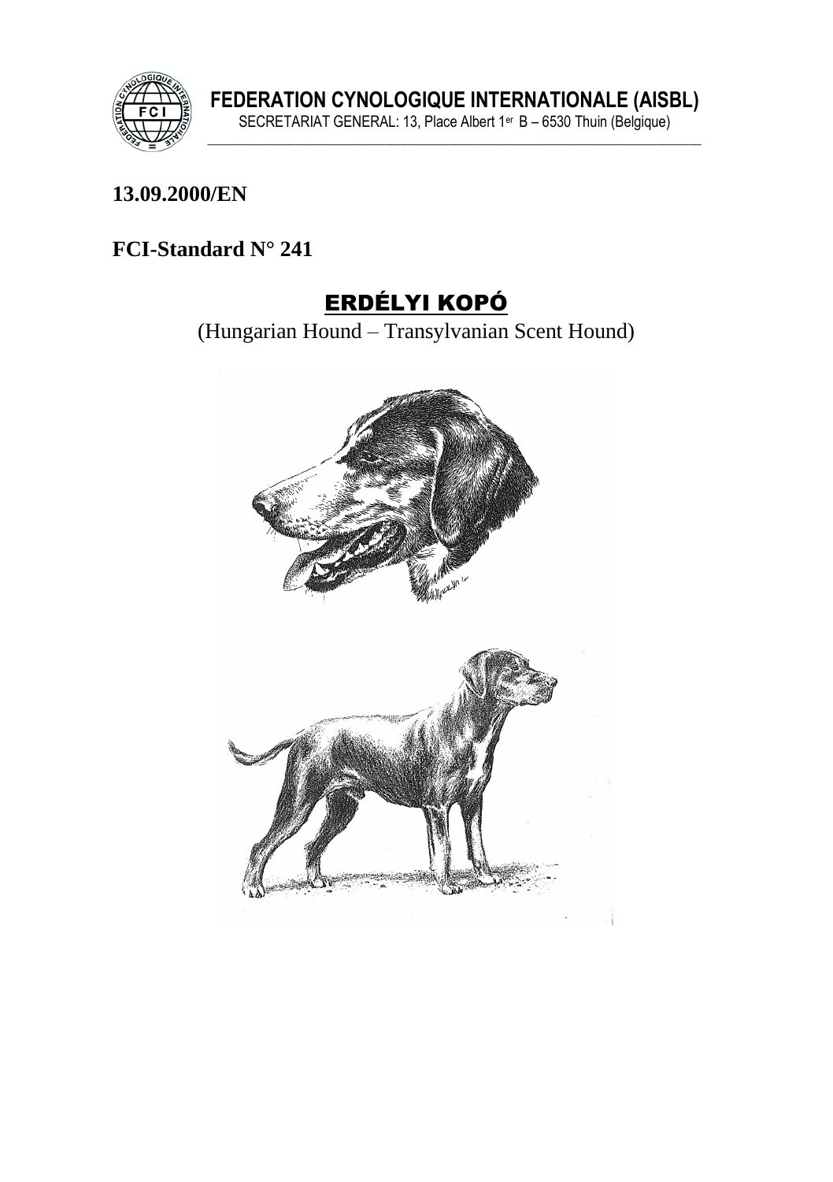**FEDERATION CYNOLOGIQUE INTERNATIONALE (AISBL)**
SECRETARIAT GENERAL: 13, Place Albert 1er B – 6530 Thuin (Belgique)

**13.09.2000/EN**

**FCI-Standard N° 241**

# ERDÉLYI KOPÓ

(Hungarian Hound – Transylvanian Scent Hound)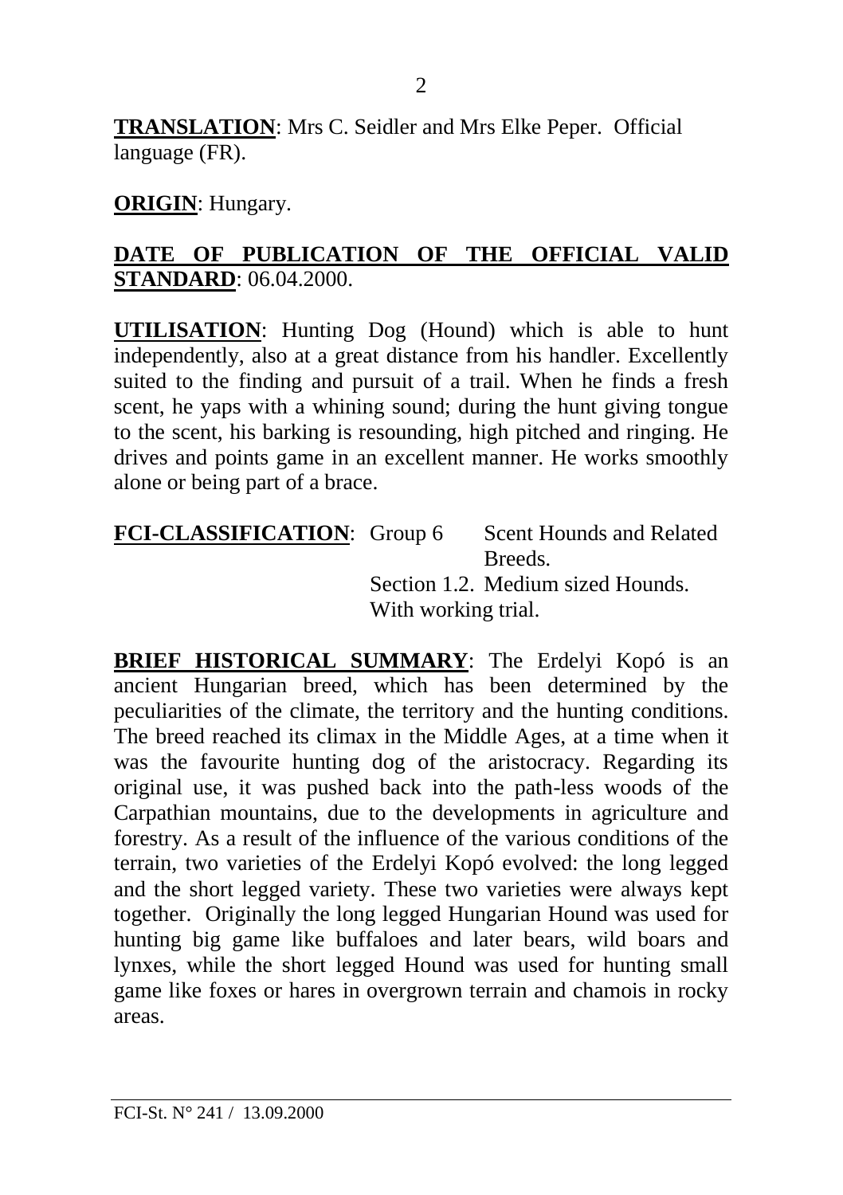**TRANSLATION**: Mrs C. Seidler and Mrs Elke Peper. Official language (FR).

**ORIGIN**: Hungary.

**DATE OF PUBLICATION OF THE OFFICIAL VALID STANDARD**: 06.04.2000.

**UTILISATION**: Hunting Dog (Hound) which is able to hunt independently, also at a great distance from his handler. Excellently suited to the finding and pursuit of a trail. When he finds a fresh scent, he yaps with a whining sound; during the hunt giving tongue to the scent, his barking is resounding, high pitched and ringing. He drives and points game in an excellent manner. He works smoothly alone or being part of a brace.

**FCI-CLASSIFICATION**: Group 6 Scent Hounds and Related Breeds.
Section 1.2. Medium sized Hounds.
With working trial.

**BRIEF HISTORICAL SUMMARY**: The Erdelyi Kopó is an ancient Hungarian breed, which has been determined by the peculiarities of the climate, the territory and the hunting conditions. The breed reached its climax in the Middle Ages, at a time when it was the favourite hunting dog of the aristocracy. Regarding its original use, it was pushed back into the path-less woods of the Carpathian mountains, due to the developments in agriculture and forestry. As a result of the influence of the various conditions of the terrain, two varieties of the Erdelyi Kopó evolved: the long legged and the short legged variety. These two varieties were always kept together. Originally the long legged Hungarian Hound was used for hunting big game like buffaloes and later bears, wild boars and lynxes, while the short legged Hound was used for hunting small game like foxes or hares in overgrown terrain and chamois in rocky areas.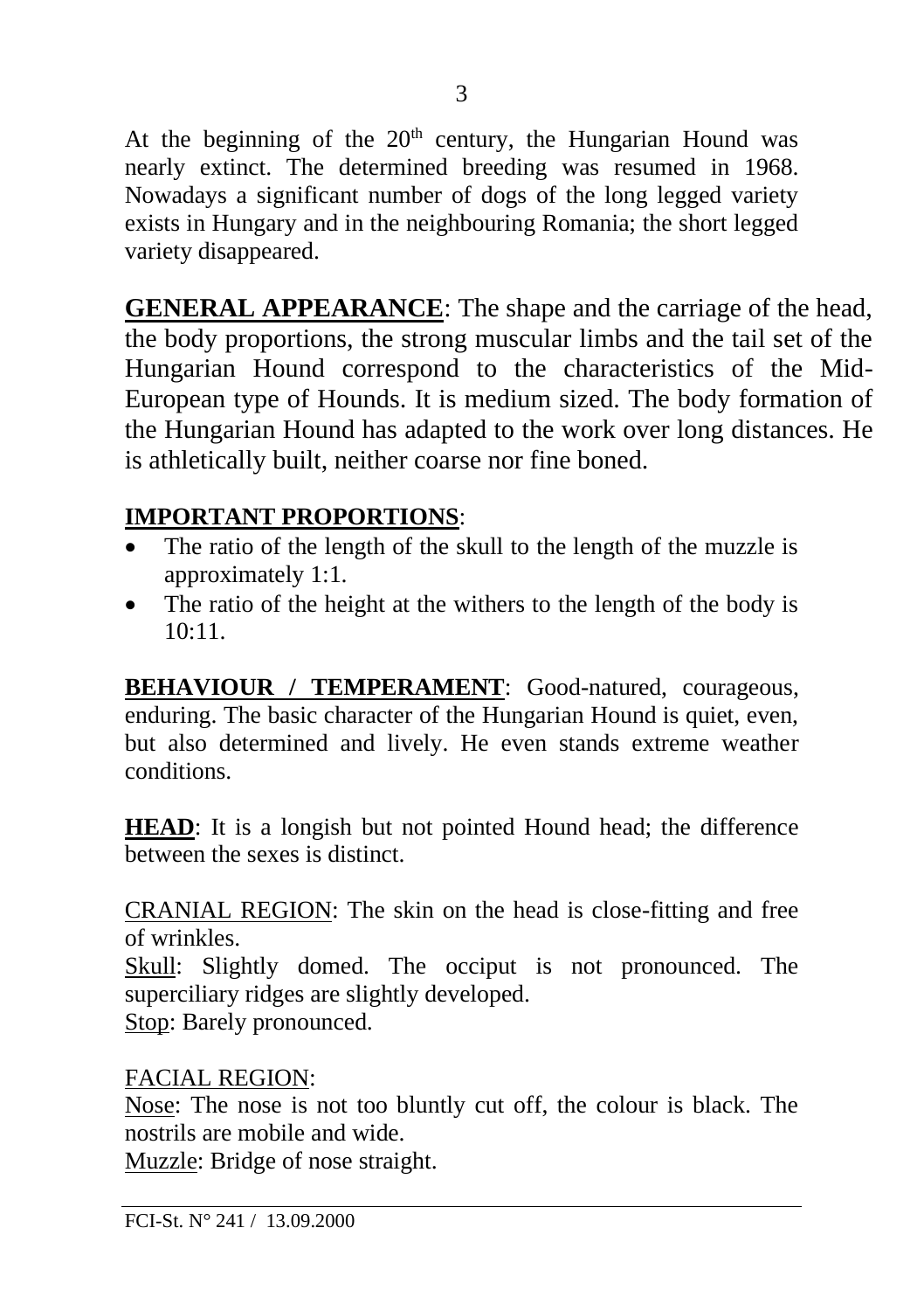At the beginning of the 20th century, the Hungarian Hound was nearly extinct. The determined breeding was resumed in 1968. Nowadays a significant number of dogs of the long legged variety exists in Hungary and in the neighbouring Romania; the short legged variety disappeared.

**GENERAL APPEARANCE**: The shape and the carriage of the head, the body proportions, the strong muscular limbs and the tail set of the Hungarian Hound correspond to the characteristics of the Mid-European type of Hounds. It is medium sized. The body formation of the Hungarian Hound has adapted to the work over long distances. He is athletically built, neither coarse nor fine boned.

**IMPORTANT PROPORTIONS**:

- The ratio of the length of the skull to the length of the muzzle is approximately 1:1.
- The ratio of the height at the withers to the length of the body is 10:11.

**BEHAVIOUR / TEMPERAMENT**: Good-natured, courageous, enduring. The basic character of the Hungarian Hound is quiet, even, but also determined and lively. He even stands extreme weather conditions.

**HEAD**: It is a longish but not pointed Hound head; the difference between the sexes is distinct.

CRANIAL REGION: The skin on the head is close-fitting and free of wrinkles.
Skull: Slightly domed. The occiput is not pronounced. The superciliary ridges are slightly developed.
Stop: Barely pronounced.

FACIAL REGION:
Nose: The nose is not too bluntly cut off, the colour is black. The nostrils are mobile and wide.
Muzzle: Bridge of nose straight.

FCI-St. N° 241 / 13.09.2000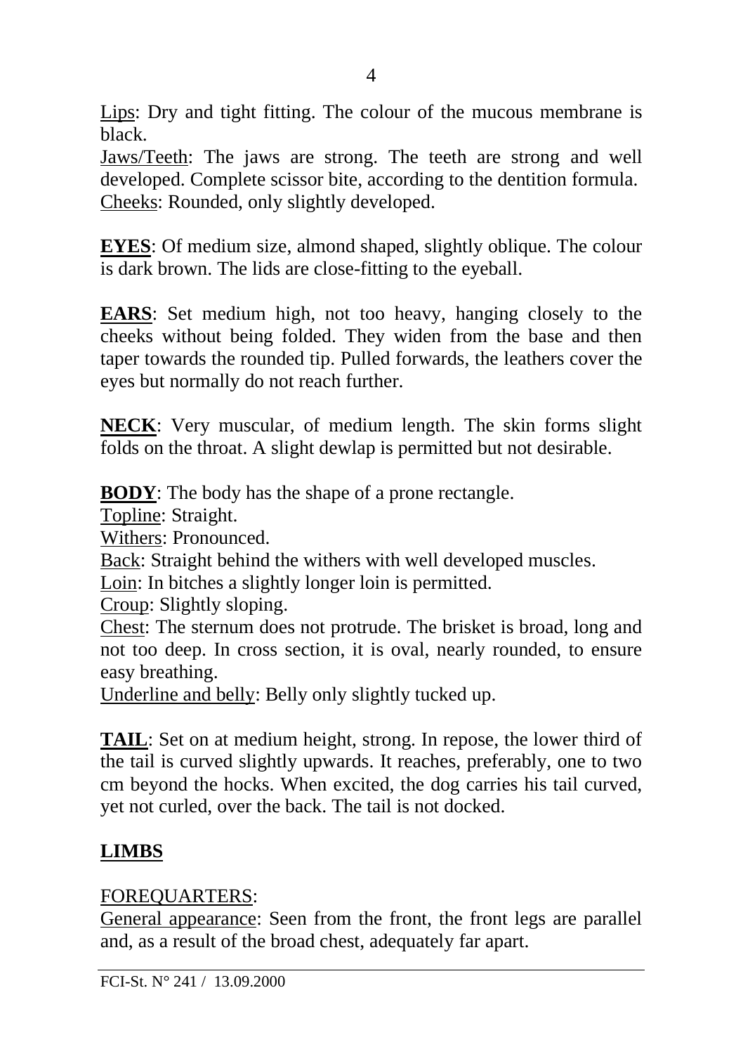Lips: Dry and tight fitting. The colour of the mucous membrane is black.
Jaws/Teeth: The jaws are strong. The teeth are strong and well developed. Complete scissor bite, according to the dentition formula.
Cheeks: Rounded, only slightly developed.

**EYES**: Of medium size, almond shaped, slightly oblique. The colour is dark brown. The lids are close-fitting to the eyeball.

**EARS**: Set medium high, not too heavy, hanging closely to the cheeks without being folded. They widen from the base and then taper towards the rounded tip. Pulled forwards, the leathers cover the eyes but normally do not reach further.

**NECK**: Very muscular, of medium length. The skin forms slight folds on the throat. A slight dewlap is permitted but not desirable.

**BODY**: The body has the shape of a prone rectangle.
Topline: Straight.
Withers: Pronounced.
Back: Straight behind the withers with well developed muscles.
Loin: In bitches a slightly longer loin is permitted.
Croup: Slightly sloping.
Chest: The sternum does not protrude. The brisket is broad, long and not too deep. In cross section, it is oval, nearly rounded, to ensure easy breathing.
Underline and belly: Belly only slightly tucked up.

**TAIL**: Set on at medium height, strong. In repose, the lower third of the tail is curved slightly upwards. It reaches, preferably, one to two cm beyond the hocks. When excited, the dog carries his tail curved, yet not curled, over the back. The tail is not docked.

## LIMBS

FOREQUARTERS:
General appearance: Seen from the front, the front legs are parallel and, as a result of the broad chest, adequately far apart.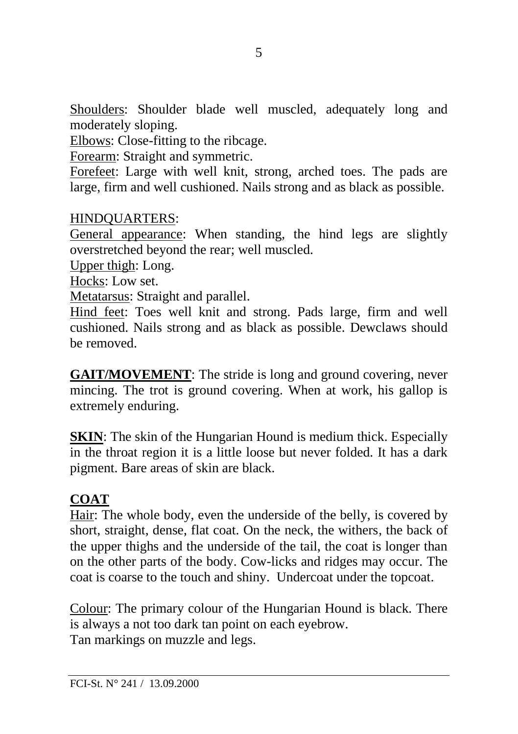Shoulders: Shoulder blade well muscled, adequately long and moderately sloping.
Elbows: Close-fitting to the ribcage.
Forearm: Straight and symmetric.
Forefeet: Large with well knit, strong, arched toes. The pads are large, firm and well cushioned. Nails strong and as black as possible.

HINDQUARTERS:
General appearance: When standing, the hind legs are slightly overstretched beyond the rear; well muscled.
Upper thigh: Long.
Hocks: Low set.
Metatarsus: Straight and parallel.
Hind feet: Toes well knit and strong. Pads large, firm and well cushioned. Nails strong and as black as possible. Dewclaws should be removed.

**GAIT/MOVEMENT**: The stride is long and ground covering, never mincing. The trot is ground covering. When at work, his gallop is extremely enduring.

**SKIN**: The skin of the Hungarian Hound is medium thick. Especially in the throat region it is a little loose but never folded. It has a dark pigment. Bare areas of skin are black.

**COAT**

Hair: The whole body, even the underside of the belly, is covered by short, straight, dense, flat coat. On the neck, the withers, the back of the upper thighs and the underside of the tail, the coat is longer than on the other parts of the body. Cow-licks and ridges may occur. The coat is coarse to the touch and shiny. Undercoat under the topcoat.

Colour: The primary colour of the Hungarian Hound is black. There is always a not too dark tan point on each eyebrow.
Tan markings on muzzle and legs.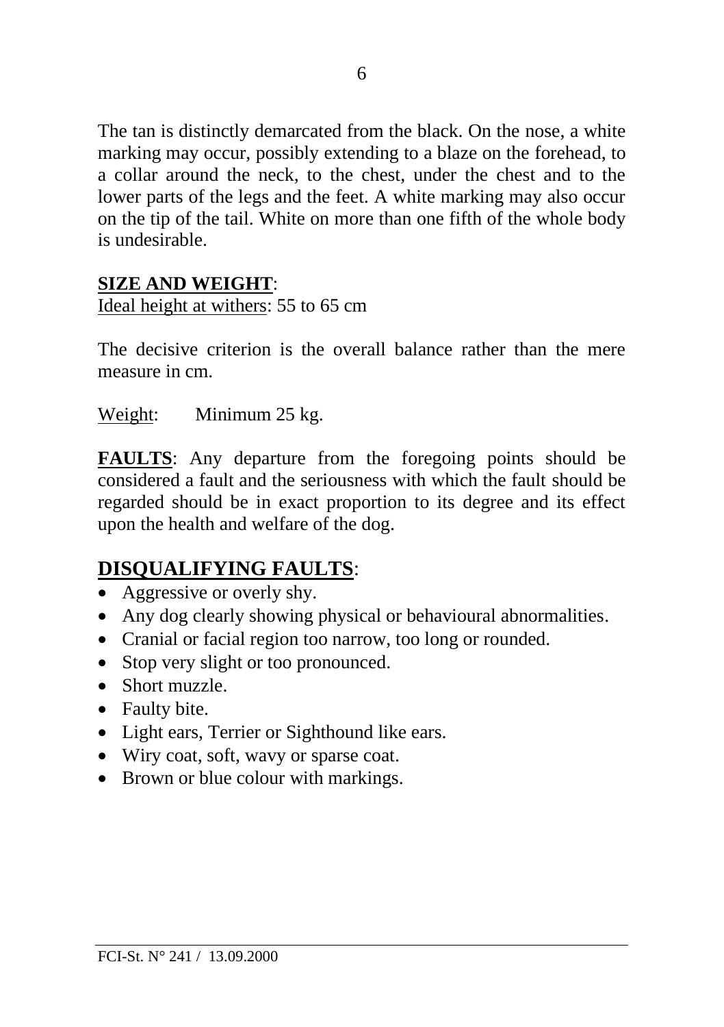The tan is distinctly demarcated from the black. On the nose, a white marking may occur, possibly extending to a blaze on the forehead, to a collar around the neck, to the chest, under the chest and to the lower parts of the legs and the feet. A white marking may also occur on the tip of the tail. White on more than one fifth of the whole body is undesirable.

**SIZE AND WEIGHT**:

Ideal height at withers: 55 to 65 cm

The decisive criterion is the overall balance rather than the mere measure in cm.

Weight: Minimum 25 kg.

**FAULTS**: Any departure from the foregoing points should be considered a fault and the seriousness with which the fault should be regarded should be in exact proportion to its degree and its effect upon the health and welfare of the dog.

## DISQUALIFYING FAULTS:

- Aggressive or overly shy.
- Any dog clearly showing physical or behavioural abnormalities.
- Cranial or facial region too narrow, too long or rounded.
- Stop very slight or too pronounced.
- Short muzzle.
- Faulty bite.
- Light ears, Terrier or Sighthound like ears.
- Wiry coat, soft, wavy or sparse coat.
- Brown or blue colour with markings.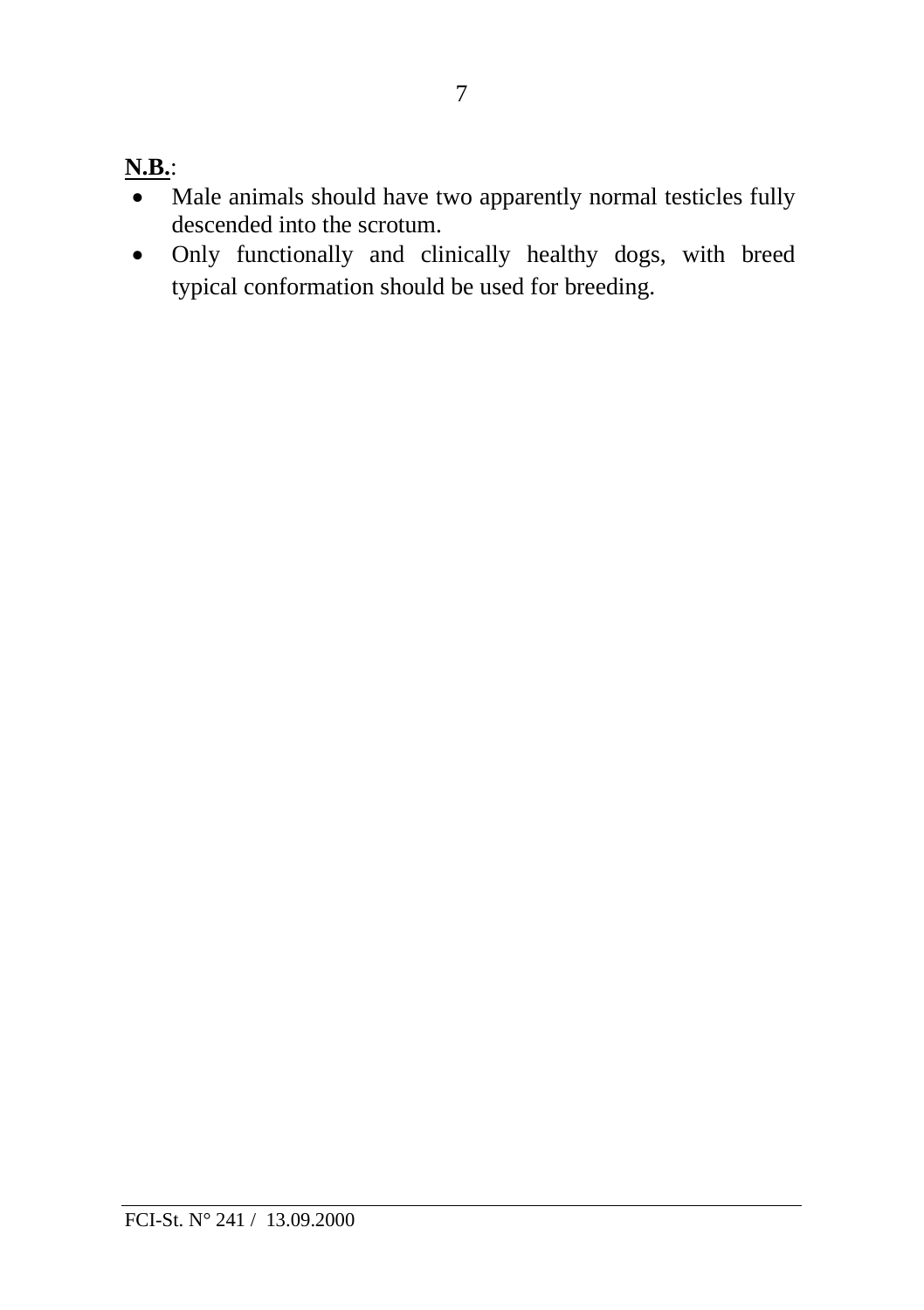**N.B.**:

- Male animals should have two apparently normal testicles fully descended into the scrotum.
- Only functionally and clinically healthy dogs, with breed typical conformation should be used for breeding.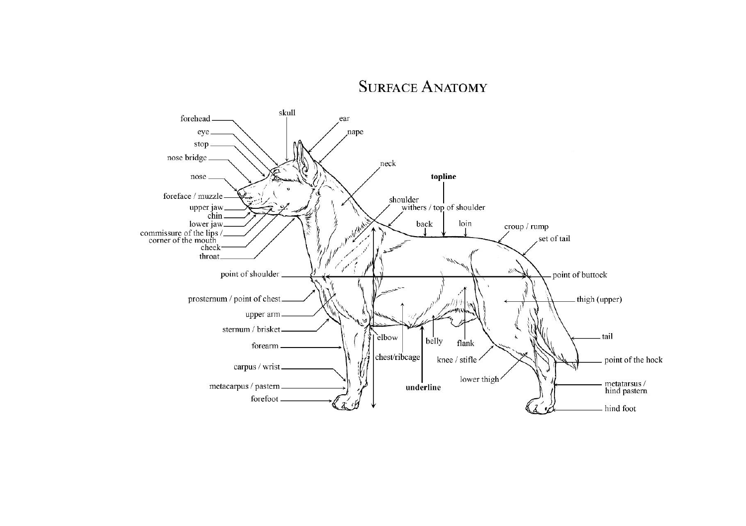# Surface Anatomy

forehead
eye
stop
nose bridge
nose
foreface / muzzle
upper jaw
chin
lower jaw
commissure of the lips / corner of the mouth
cheek
throat
skull
ear
nape
neck
topline
shoulder
withers / top of shoulder
back
loin
croup / rump
set of tail
point of shoulder
point of buttock
prosternum / point of chest
thigh (upper)
upper arm
sternum / brisket
elbow
belly
flank
tail
forearm
chest/ribcage
knee / stifle
point of the hock
carpus / wrist
lower thigh
metacarpus / pastern
underline
metatarsus / hind pastern
forefoot
hind foot